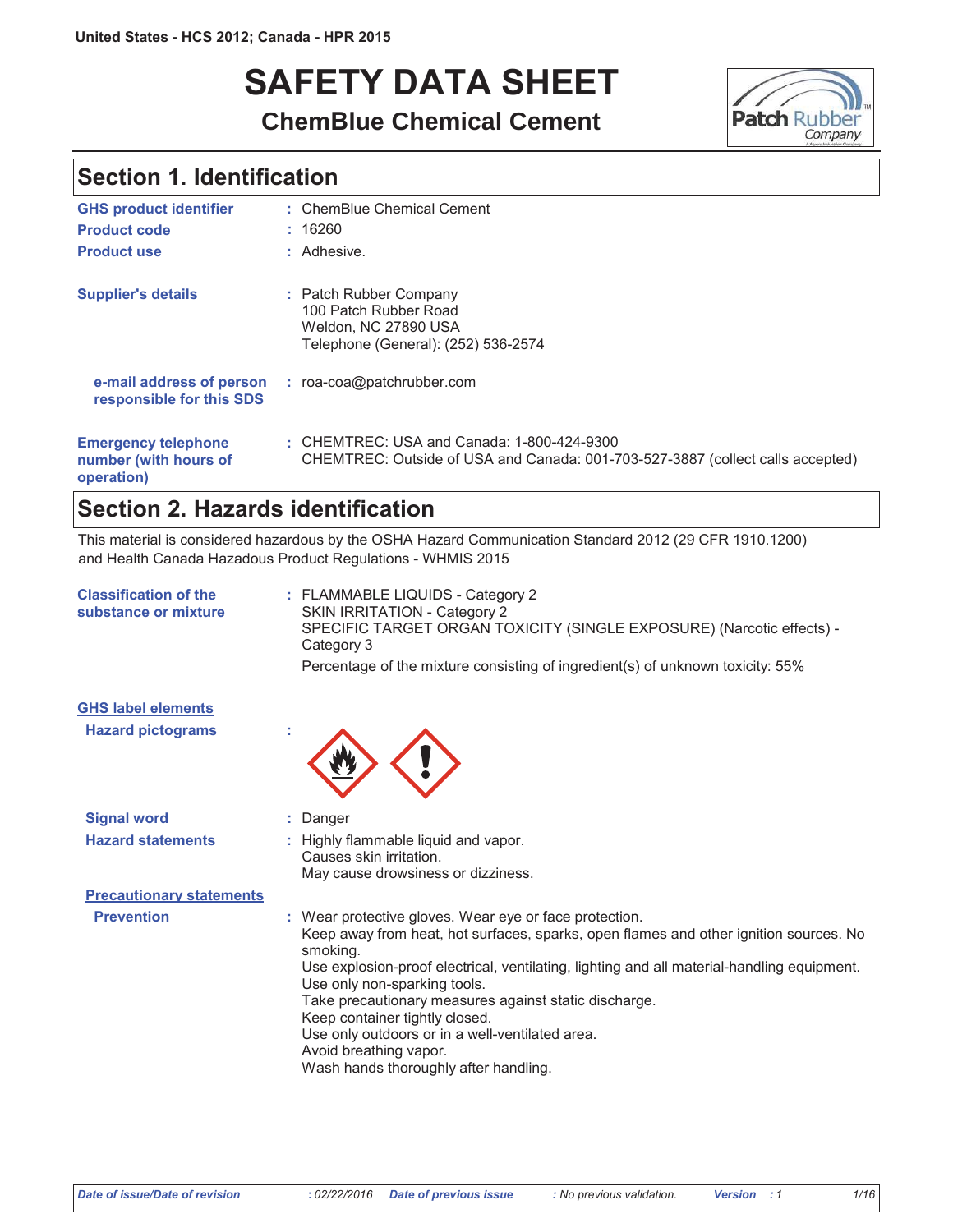United States - HCS 2012; Canada - HPR 2015

# SAFETY DATA SHEET

## ChemBlue Chemical Cement

## Section 1. Identification

**GHS product identifier** : ChemBlue Chemical Cement

**Product code** : 16260

**Product use** : Adhesive.

**Supplier's details** : Patch Rubber Company
100 Patch Rubber Road
Weldon, NC 27890 USA
Telephone (General): (252) 536-2574

**e-mail address of person responsible for this SDS** : roa-coa@patchrubber.com

**Emergency telephone number (with hours of operation)** : CHEMTREC: USA and Canada: 1-800-424-9300
CHEMTREC: Outside of USA and Canada: 001-703-527-3887 (collect calls accepted)

## Section 2. Hazards identification

This material is considered hazardous by the OSHA Hazard Communication Standard 2012 (29 CFR 1910.1200) and Health Canada Hazadous Product Regulations - WHMIS 2015

**Classification of the substance or mixture** : FLAMMABLE LIQUIDS - Category 2
SKIN IRRITATION - Category 2
SPECIFIC TARGET ORGAN TOXICITY (SINGLE EXPOSURE) (Narcotic effects) - Category 3

Percentage of the mixture consisting of ingredient(s) of unknown toxicity: 55%

**GHS label elements**

**Hazard pictograms** :

**Signal word** : Danger

**Hazard statements** : Highly flammable liquid and vapor.
Causes skin irritation.
May cause drowsiness or dizziness.

**Precautionary statements**

**Prevention** : Wear protective gloves. Wear eye or face protection.
Keep away from heat, hot surfaces, sparks, open flames and other ignition sources. No smoking.
Use explosion-proof electrical, ventilating, lighting and all material-handling equipment.
Use only non-sparking tools.
Take precautionary measures against static discharge.
Keep container tightly closed.
Use only outdoors or in a well-ventilated area.
Avoid breathing vapor.
Wash hands thoroughly after handling.

*Date of issue/Date of revision* : 02/22/2016 *Date of previous issue* : No previous validation. *Version* : 1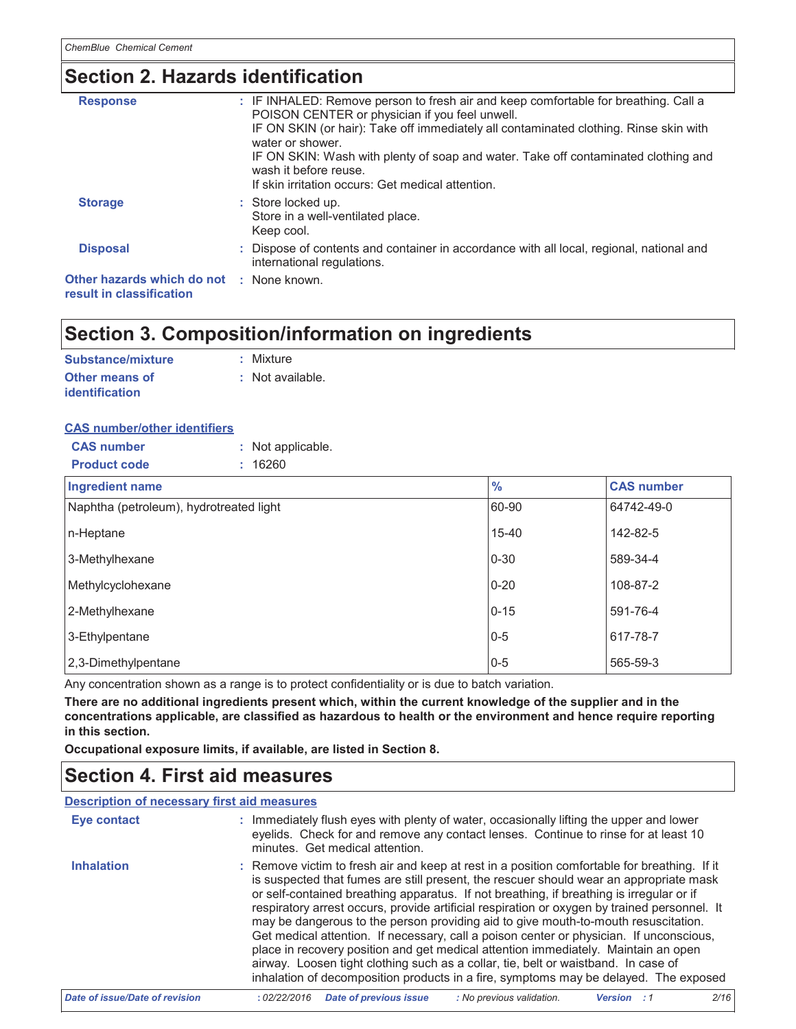## Section 2. Hazards identification

**Response** : IF INHALED: Remove person to fresh air and keep comfortable for breathing. Call a POISON CENTER or physician if you feel unwell.
IF ON SKIN (or hair): Take off immediately all contaminated clothing. Rinse skin with water or shower.
IF ON SKIN: Wash with plenty of soap and water. Take off contaminated clothing and wash it before reuse.
If skin irritation occurs: Get medical attention.

**Storage** : Store locked up.
Store in a well-ventilated place.
Keep cool.

**Disposal** : Dispose of contents and container in accordance with all local, regional, national and international regulations.

**Other hazards which do not result in classification** : None known.

## Section 3. Composition/information on ingredients

**Substance/mixture** : Mixture

**Other means of identification** : Not available.

**CAS number/other identifiers**

**CAS number** : Not applicable.

**Product code** : 16260

| Ingredient name | % | CAS number |
|---|---|---|
| Naphtha (petroleum), hydrotreated light | 60-90 | 64742-49-0 |
| n-Heptane | 15-40 | 142-82-5 |
| 3-Methylhexane | 0-30 | 589-34-4 |
| Methylcyclohexane | 0-20 | 108-87-2 |
| 2-Methylhexane | 0-15 | 591-76-4 |
| 3-Ethylpentane | 0-5 | 617-78-7 |
| 2,3-Dimethylpentane | 0-5 | 565-59-3 |

Any concentration shown as a range is to protect confidentiality or is due to batch variation.

**There are no additional ingredients present which, within the current knowledge of the supplier and in the concentrations applicable, are classified as hazardous to health or the environment and hence require reporting in this section.**

**Occupational exposure limits, if available, are listed in Section 8.**

## Section 4. First aid measures

**Description of necessary first aid measures**

**Eye contact** : Immediately flush eyes with plenty of water, occasionally lifting the upper and lower eyelids. Check for and remove any contact lenses. Continue to rinse for at least 10 minutes. Get medical attention.

**Inhalation** : Remove victim to fresh air and keep at rest in a position comfortable for breathing. If it is suspected that fumes are still present, the rescuer should wear an appropriate mask or self-contained breathing apparatus. If not breathing, if breathing is irregular or if respiratory arrest occurs, provide artificial respiration or oxygen by trained personnel. It may be dangerous to the person providing aid to give mouth-to-mouth resuscitation. Get medical attention. If necessary, call a poison center or physician. If unconscious, place in recovery position and get medical attention immediately. Maintain an open airway. Loosen tight clothing such as a collar, tie, belt or waistband. In case of inhalation of decomposition products in a fire, symptoms may be delayed. The exposed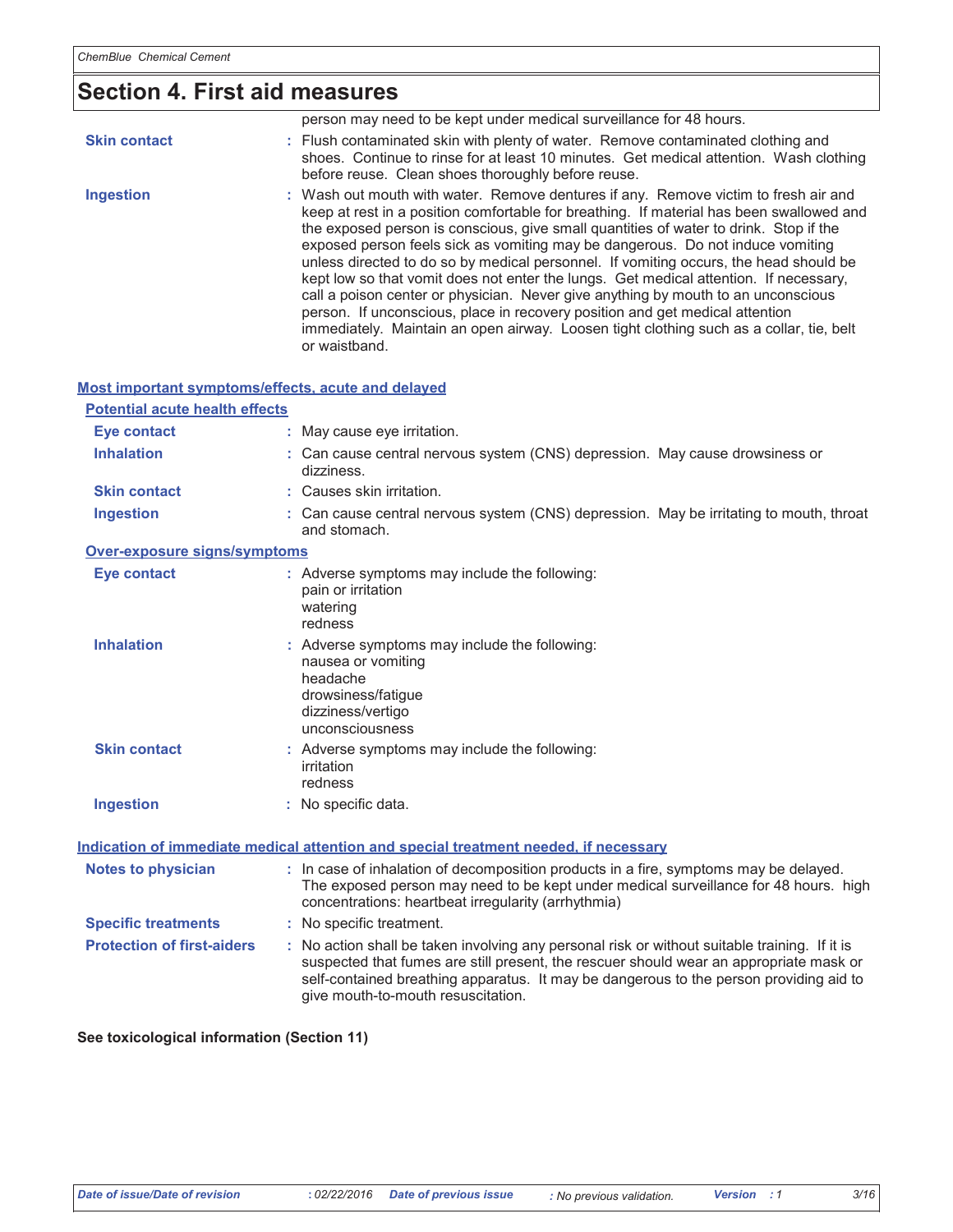# Section 4. First aid measures

person may need to be kept under medical surveillance for 48 hours.

| | |
|---|---|
| **Skin contact** | : Flush contaminated skin with plenty of water. Remove contaminated clothing and shoes. Continue to rinse for at least 10 minutes. Get medical attention. Wash clothing before reuse. Clean shoes thoroughly before reuse. |
| **Ingestion** | : Wash out mouth with water. Remove dentures if any. Remove victim to fresh air and keep at rest in a position comfortable for breathing. If material has been swallowed and the exposed person is conscious, give small quantities of water to drink. Stop if the exposed person feels sick as vomiting may be dangerous. Do not induce vomiting unless directed to do so by medical personnel. If vomiting occurs, the head should be kept low so that vomit does not enter the lungs. Get medical attention. If necessary, call a poison center or physician. Never give anything by mouth to an unconscious person. If unconscious, place in recovery position and get medical attention immediately. Maintain an open airway. Loosen tight clothing such as a collar, tie, belt or waistband. |

## Most important symptoms/effects, acute and delayed

### Potential acute health effects

| | |
|---|---|
| **Eye contact** | : May cause eye irritation. |
| **Inhalation** | : Can cause central nervous system (CNS) depression. May cause drowsiness or dizziness. |
| **Skin contact** | : Causes skin irritation. |
| **Ingestion** | : Can cause central nervous system (CNS) depression. May be irritating to mouth, throat and stomach. |

### Over-exposure signs/symptoms

| | |
|---|---|
| **Eye contact** | : Adverse symptoms may include the following:<br>pain or irritation<br>watering<br>redness |
| **Inhalation** | : Adverse symptoms may include the following:<br>nausea or vomiting<br>headache<br>drowsiness/fatigue<br>dizziness/vertigo<br>unconsciousness |
| **Skin contact** | : Adverse symptoms may include the following:<br>irritation<br>redness |
| **Ingestion** | : No specific data. |

## Indication of immediate medical attention and special treatment needed, if necessary

| | |
|---|---|
| **Notes to physician** | : In case of inhalation of decomposition products in a fire, symptoms may be delayed. The exposed person may need to be kept under medical surveillance for 48 hours. high concentrations: heartbeat irregularity (arrhythmia) |
| **Specific treatments** | : No specific treatment. |
| **Protection of first-aiders** | : No action shall be taken involving any personal risk or without suitable training. If it is suspected that fumes are still present, the rescuer should wear an appropriate mask or self-contained breathing apparatus. It may be dangerous to the person providing aid to give mouth-to-mouth resuscitation. |

**See toxicological information (Section 11)**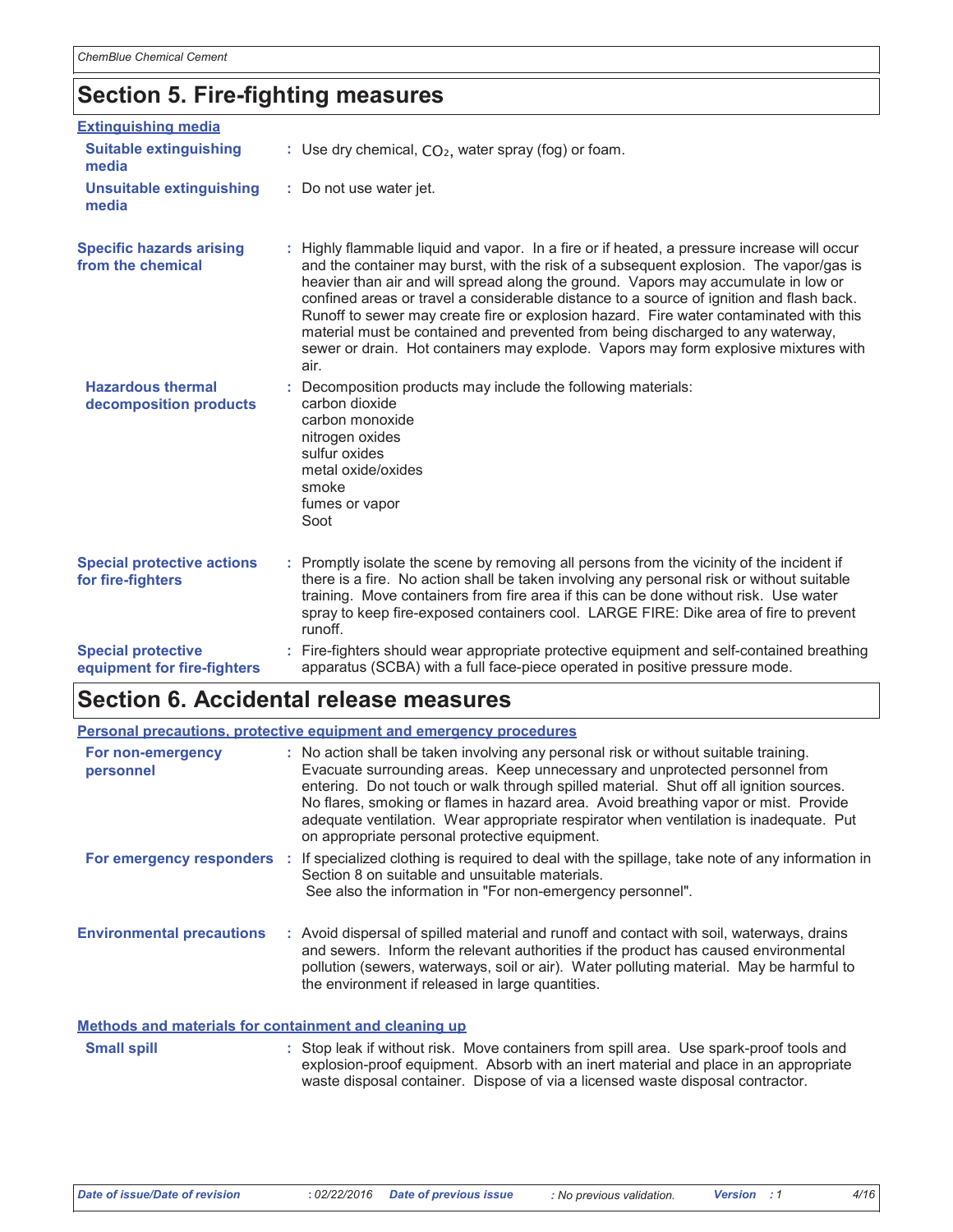# Section 5. Fire-fighting measures

### Extinguishing media

**Suitable extinguishing media** : Use dry chemical, $CO_2$, water spray (fog) or foam.

**Unsuitable extinguishing media** : Do not use water jet.

**Specific hazards arising from the chemical** : Highly flammable liquid and vapor. In a fire or if heated, a pressure increase will occur and the container may burst, with the risk of a subsequent explosion. The vapor/gas is heavier than air and will spread along the ground. Vapors may accumulate in low or confined areas or travel a considerable distance to a source of ignition and flash back. Runoff to sewer may create fire or explosion hazard. Fire water contaminated with this material must be contained and prevented from being discharged to any waterway, sewer or drain. Hot containers may explode. Vapors may form explosive mixtures with air.

**Hazardous thermal decomposition products** : Decomposition products may include the following materials:
carbon dioxide
carbon monoxide
nitrogen oxides
sulfur oxides
metal oxide/oxides
smoke
fumes or vapor
Soot

**Special protective actions for fire-fighters** : Promptly isolate the scene by removing all persons from the vicinity of the incident if there is a fire. No action shall be taken involving any personal risk or without suitable training. Move containers from fire area if this can be done without risk. Use water spray to keep fire-exposed containers cool. LARGE FIRE: Dike area of fire to prevent runoff.

**Special protective equipment for fire-fighters** : Fire-fighters should wear appropriate protective equipment and self-contained breathing apparatus (SCBA) with a full face-piece operated in positive pressure mode.

# Section 6. Accidental release measures

### Personal precautions, protective equipment and emergency procedures

**For non-emergency personnel** : No action shall be taken involving any personal risk or without suitable training. Evacuate surrounding areas. Keep unnecessary and unprotected personnel from entering. Do not touch or walk through spilled material. Shut off all ignition sources. No flares, smoking or flames in hazard area. Avoid breathing vapor or mist. Provide adequate ventilation. Wear appropriate respirator when ventilation is inadequate. Put on appropriate personal protective equipment.

**For emergency responders** : If specialized clothing is required to deal with the spillage, take note of any information in Section 8 on suitable and unsuitable materials.
See also the information in "For non-emergency personnel".

**Environmental precautions** : Avoid dispersal of spilled material and runoff and contact with soil, waterways, drains and sewers. Inform the relevant authorities if the product has caused environmental pollution (sewers, waterways, soil or air). Water polluting material. May be harmful to the environment if released in large quantities.

### Methods and materials for containment and cleaning up

**Small spill** : Stop leak if without risk. Move containers from spill area. Use spark-proof tools and explosion-proof equipment. Absorb with an inert material and place in an appropriate waste disposal container. Dispose of via a licensed waste disposal contractor.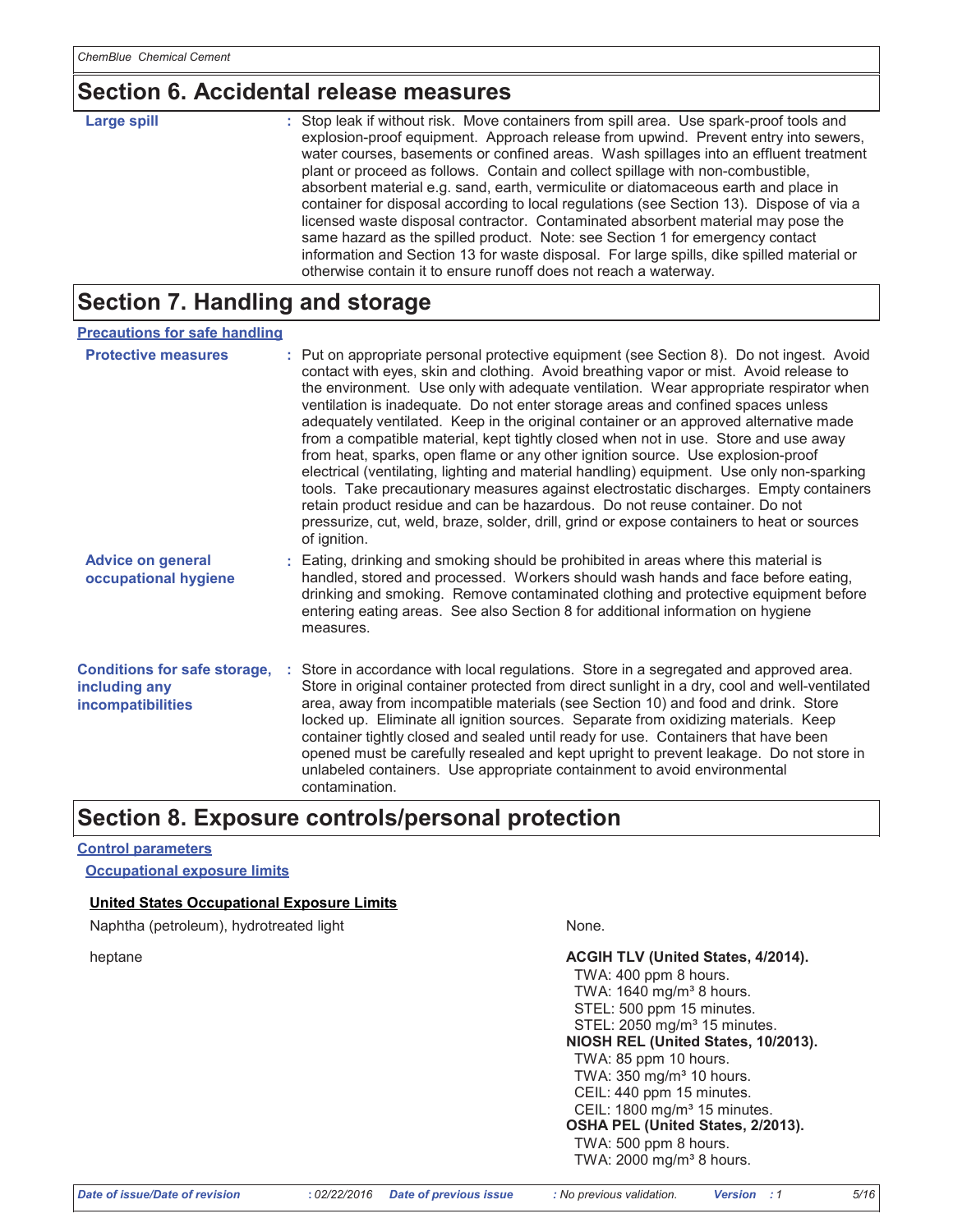## Section 6. Accidental release measures

**Large spill** : Stop leak if without risk. Move containers from spill area. Use spark-proof tools and explosion-proof equipment. Approach release from upwind. Prevent entry into sewers, water courses, basements or confined areas. Wash spillages into an effluent treatment plant or proceed as follows. Contain and collect spillage with non-combustible, absorbent material e.g. sand, earth, vermiculite or diatomaceous earth and place in container for disposal according to local regulations (see Section 13). Dispose of via a licensed waste disposal contractor. Contaminated absorbent material may pose the same hazard as the spilled product. Note: see Section 1 for emergency contact information and Section 13 for waste disposal. For large spills, dike spilled material or otherwise contain it to ensure runoff does not reach a waterway.

## Section 7. Handling and storage

**Precautions for safe handling**

**Protective measures** : Put on appropriate personal protective equipment (see Section 8). Do not ingest. Avoid contact with eyes, skin and clothing. Avoid breathing vapor or mist. Avoid release to the environment. Use only with adequate ventilation. Wear appropriate respirator when ventilation is inadequate. Do not enter storage areas and confined spaces unless adequately ventilated. Keep in the original container or an approved alternative made from a compatible material, kept tightly closed when not in use. Store and use away from heat, sparks, open flame or any other ignition source. Use explosion-proof electrical (ventilating, lighting and material handling) equipment. Use only non-sparking tools. Take precautionary measures against electrostatic discharges. Empty containers retain product residue and can be hazardous. Do not reuse container. Do not pressurize, cut, weld, braze, solder, drill, grind or expose containers to heat or sources of ignition.

**Advice on general occupational hygiene** : Eating, drinking and smoking should be prohibited in areas where this material is handled, stored and processed. Workers should wash hands and face before eating, drinking and smoking. Remove contaminated clothing and protective equipment before entering eating areas. See also Section 8 for additional information on hygiene measures.

**Conditions for safe storage, including any incompatibilities** : Store in accordance with local regulations. Store in a segregated and approved area. Store in original container protected from direct sunlight in a dry, cool and well-ventilated area, away from incompatible materials (see Section 10) and food and drink. Store locked up. Eliminate all ignition sources. Separate from oxidizing materials. Keep container tightly closed and sealed until ready for use. Containers that have been opened must be carefully resealed and kept upright to prevent leakage. Do not store in unlabeled containers. Use appropriate containment to avoid environmental contamination.

## Section 8. Exposure controls/personal protection

**Control parameters**

**Occupational exposure limits**

**United States Occupational Exposure Limits**

| | |
|---|---|
| Naphtha (petroleum), hydrotreated light | None. |
| heptane | **ACGIH TLV (United States, 4/2014).**<br>TWA: 400 ppm 8 hours.<br>TWA: 1640 mg/m³ 8 hours.<br>STEL: 500 ppm 15 minutes.<br>STEL: 2050 mg/m³ 15 minutes.<br>**NIOSH REL (United States, 10/2013).**<br>TWA: 85 ppm 10 hours.<br>TWA: 350 mg/m³ 10 hours.<br>CEIL: 440 ppm 15 minutes.<br>CEIL: 1800 mg/m³ 15 minutes.<br>**OSHA PEL (United States, 2/2013).**<br>TWA: 500 ppm 8 hours.<br>TWA: 2000 mg/m³ 8 hours. |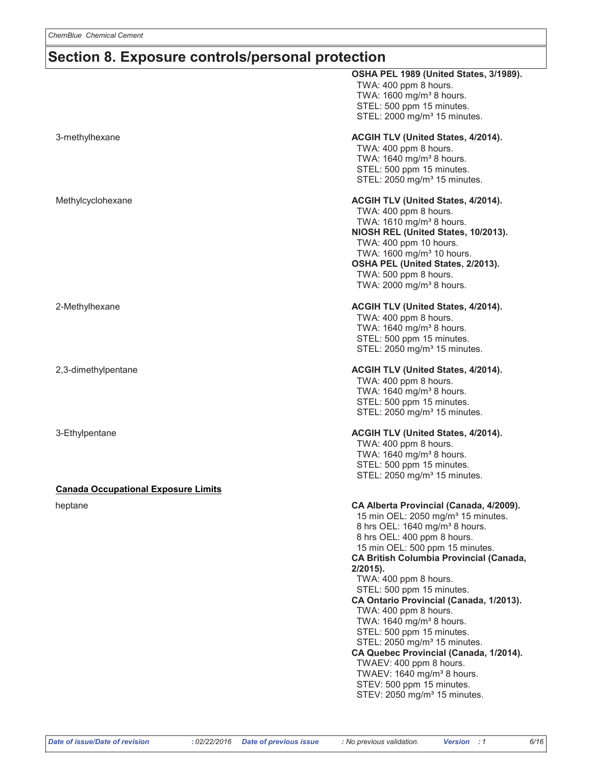## Section 8. Exposure controls/personal protection

| Ingredient name | Exposure limits |
|---|---|
| | **OSHA PEL 1989 (United States, 3/1989).**<br>TWA: 400 ppm 8 hours.<br>TWA: 1600 mg/m³ 8 hours.<br>STEL: 500 ppm 15 minutes.<br>STEL: 2000 mg/m³ 15 minutes. |
| 3-methylhexane | **ACGIH TLV (United States, 4/2014).**<br>TWA: 400 ppm 8 hours.<br>TWA: 1640 mg/m³ 8 hours.<br>STEL: 500 ppm 15 minutes.<br>STEL: 2050 mg/m³ 15 minutes. |
| Methylcyclohexane | **ACGIH TLV (United States, 4/2014).**<br>TWA: 400 ppm 8 hours.<br>TWA: 1610 mg/m³ 8 hours.<br>**NIOSH REL (United States, 10/2013).**<br>TWA: 400 ppm 10 hours.<br>TWA: 1600 mg/m³ 10 hours.<br>**OSHA PEL (United States, 2/2013).**<br>TWA: 500 ppm 8 hours.<br>TWA: 2000 mg/m³ 8 hours. |
| 2-Methylhexane | **ACGIH TLV (United States, 4/2014).**<br>TWA: 400 ppm 8 hours.<br>TWA: 1640 mg/m³ 8 hours.<br>STEL: 500 ppm 15 minutes.<br>STEL: 2050 mg/m³ 15 minutes. |
| 2,3-dimethylpentane | **ACGIH TLV (United States, 4/2014).**<br>TWA: 400 ppm 8 hours.<br>TWA: 1640 mg/m³ 8 hours.<br>STEL: 500 ppm 15 minutes.<br>STEL: 2050 mg/m³ 15 minutes. |
| 3-Ethylpentane | **ACGIH TLV (United States, 4/2014).**<br>TWA: 400 ppm 8 hours.<br>TWA: 1640 mg/m³ 8 hours.<br>STEL: 500 ppm 15 minutes.<br>STEL: 2050 mg/m³ 15 minutes. |

**Canada Occupational Exposure Limits**

| Ingredient name | Exposure limits |
|---|---|
| heptane | **CA Alberta Provincial (Canada, 4/2009).**<br>15 min OEL: 2050 mg/m³ 15 minutes.<br>8 hrs OEL: 1640 mg/m³ 8 hours.<br>8 hrs OEL: 400 ppm 8 hours.<br>15 min OEL: 500 ppm 15 minutes.<br>**CA British Columbia Provincial (Canada, 2/2015).**<br>TWA: 400 ppm 8 hours.<br>STEL: 500 ppm 15 minutes.<br>**CA Ontario Provincial (Canada, 1/2013).**<br>TWA: 400 ppm 8 hours.<br>TWA: 1640 mg/m³ 8 hours.<br>STEL: 500 ppm 15 minutes.<br>STEL: 2050 mg/m³ 15 minutes.<br>**CA Quebec Provincial (Canada, 1/2014).**<br>TWAEV: 400 ppm 8 hours.<br>TWAEV: 1640 mg/m³ 8 hours.<br>STEV: 500 ppm 15 minutes.<br>STEV: 2050 mg/m³ 15 minutes. |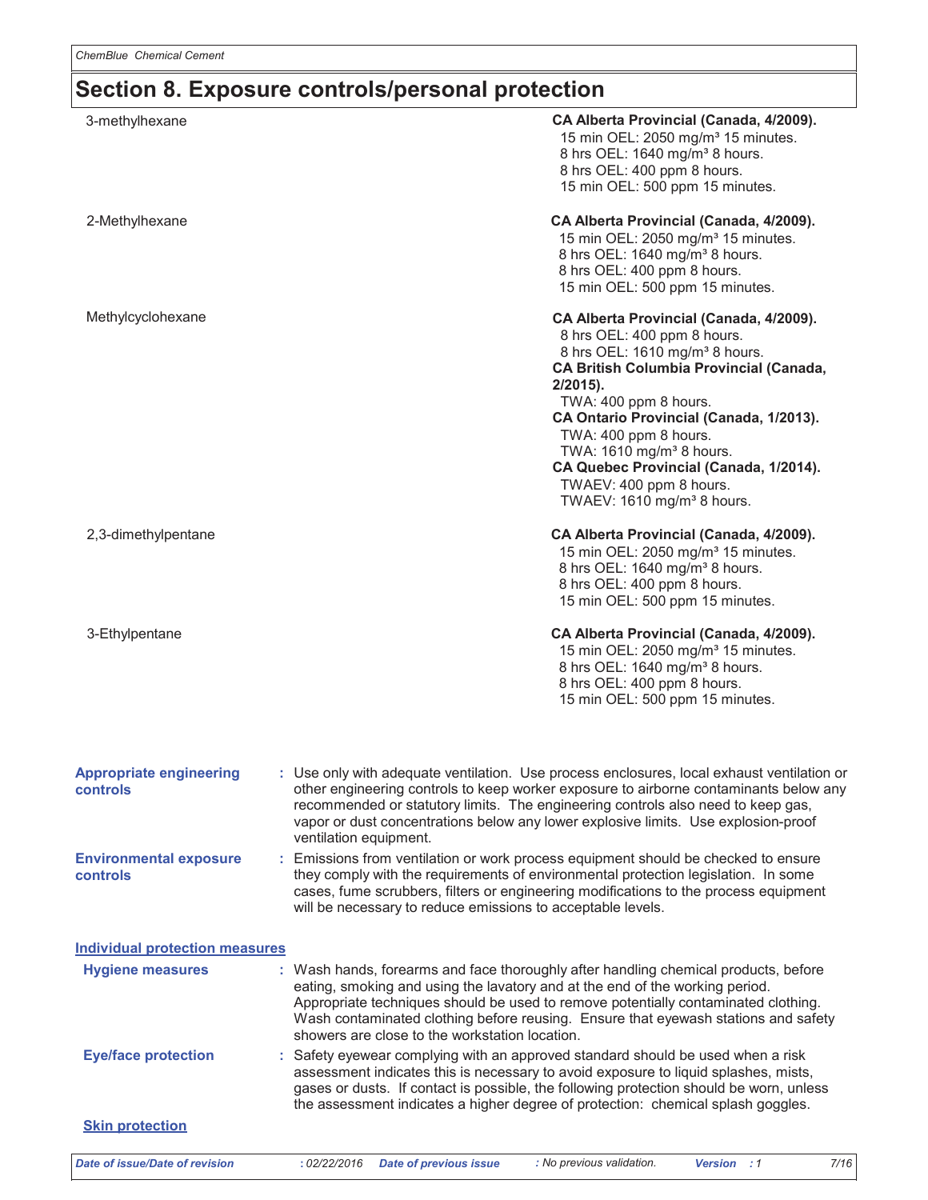# Section 8. Exposure controls/personal protection

| | |
|---|---|
| 3-methylhexane | **CA Alberta Provincial (Canada, 4/2009).**<br>15 min OEL: 2050 mg/m³ 15 minutes.<br>8 hrs OEL: 1640 mg/m³ 8 hours.<br>8 hrs OEL: 400 ppm 8 hours.<br>15 min OEL: 500 ppm 15 minutes. |
| 2-Methylhexane | **CA Alberta Provincial (Canada, 4/2009).**<br>15 min OEL: 2050 mg/m³ 15 minutes.<br>8 hrs OEL: 1640 mg/m³ 8 hours.<br>8 hrs OEL: 400 ppm 8 hours.<br>15 min OEL: 500 ppm 15 minutes. |
| Methylcyclohexane | **CA Alberta Provincial (Canada, 4/2009).**<br>8 hrs OEL: 400 ppm 8 hours.<br>8 hrs OEL: 1610 mg/m³ 8 hours.<br>**CA British Columbia Provincial (Canada, 2/2015).**<br>TWA: 400 ppm 8 hours.<br>**CA Ontario Provincial (Canada, 1/2013).**<br>TWA: 400 ppm 8 hours.<br>TWA: 1610 mg/m³ 8 hours.<br>**CA Quebec Provincial (Canada, 1/2014).**<br>TWAEV: 400 ppm 8 hours.<br>TWAEV: 1610 mg/m³ 8 hours. |
| 2,3-dimethylpentane | **CA Alberta Provincial (Canada, 4/2009).**<br>15 min OEL: 2050 mg/m³ 15 minutes.<br>8 hrs OEL: 1640 mg/m³ 8 hours.<br>8 hrs OEL: 400 ppm 8 hours.<br>15 min OEL: 500 ppm 15 minutes. |
| 3-Ethylpentane | **CA Alberta Provincial (Canada, 4/2009).**<br>15 min OEL: 2050 mg/m³ 15 minutes.<br>8 hrs OEL: 1640 mg/m³ 8 hours.<br>8 hrs OEL: 400 ppm 8 hours.<br>15 min OEL: 500 ppm 15 minutes. |

**Appropriate engineering controls** : Use only with adequate ventilation. Use process enclosures, local exhaust ventilation or other engineering controls to keep worker exposure to airborne contaminants below any recommended or statutory limits. The engineering controls also need to keep gas, vapor or dust concentrations below any lower explosive limits. Use explosion-proof ventilation equipment.

**Environmental exposure controls** : Emissions from ventilation or work process equipment should be checked to ensure they comply with the requirements of environmental protection legislation. In some cases, fume scrubbers, filters or engineering modifications to the process equipment will be necessary to reduce emissions to acceptable levels.

## Individual protection measures

**Hygiene measures** : Wash hands, forearms and face thoroughly after handling chemical products, before eating, smoking and using the lavatory and at the end of the working period. Appropriate techniques should be used to remove potentially contaminated clothing. Wash contaminated clothing before reusing. Ensure that eyewash stations and safety showers are close to the workstation location.

**Eye/face protection** : Safety eyewear complying with an approved standard should be used when a risk assessment indicates this is necessary to avoid exposure to liquid splashes, mists, gases or dusts. If contact is possible, the following protection should be worn, unless the assessment indicates a higher degree of protection: chemical splash goggles.

### Skin protection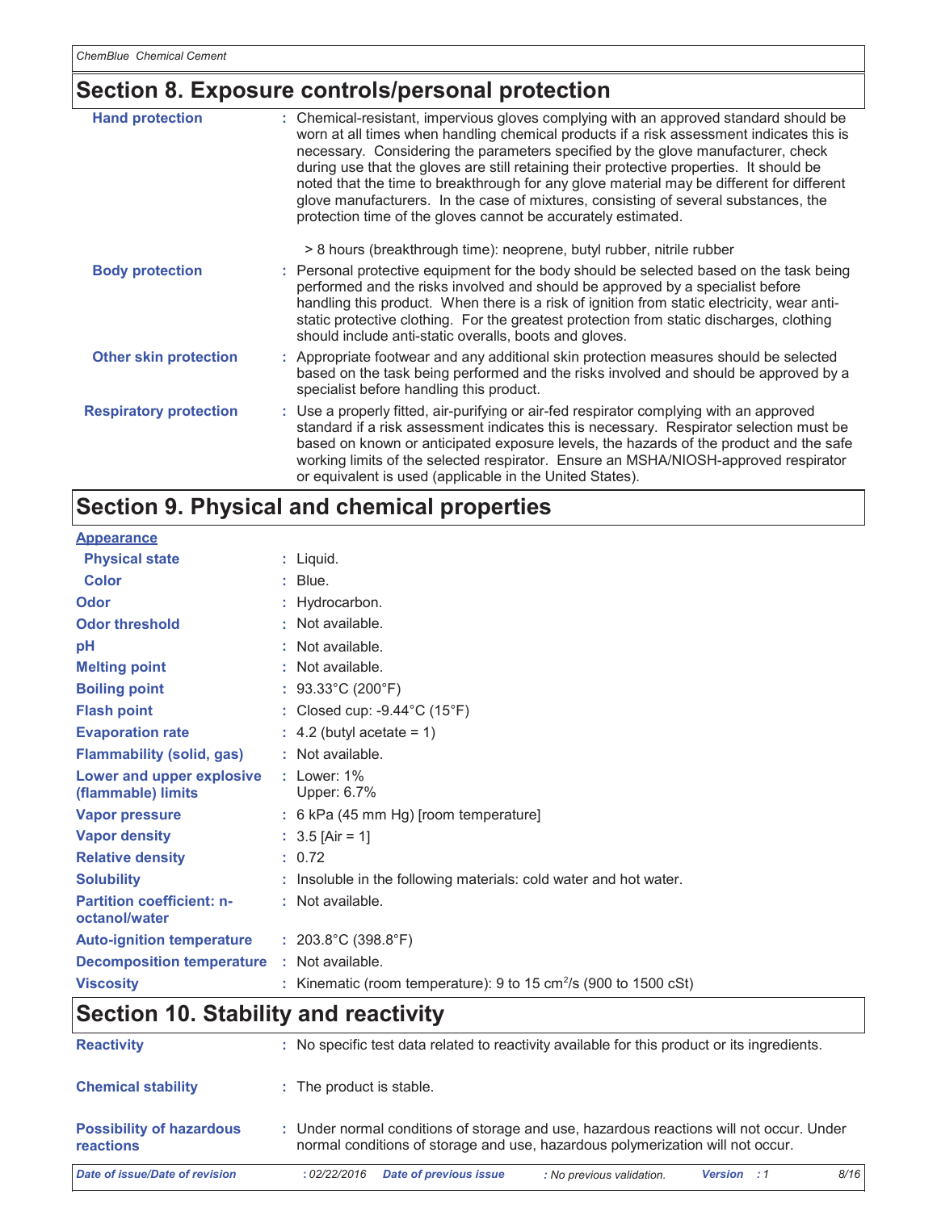## Section 8. Exposure controls/personal protection

| | |
|---|---|
| **Hand protection** | : Chemical-resistant, impervious gloves complying with an approved standard should be worn at all times when handling chemical products if a risk assessment indicates this is necessary. Considering the parameters specified by the glove manufacturer, check during use that the gloves are still retaining their protective properties. It should be noted that the time to breakthrough for any glove material may be different for different glove manufacturers. In the case of mixtures, consisting of several substances, the protection time of the gloves cannot be accurately estimated.<br><br>> 8 hours (breakthrough time): neoprene, butyl rubber, nitrile rubber |
| **Body protection** | : Personal protective equipment for the body should be selected based on the task being performed and the risks involved and should be approved by a specialist before handling this product. When there is a risk of ignition from static electricity, wear anti-static protective clothing. For the greatest protection from static discharges, clothing should include anti-static overalls, boots and gloves. |
| **Other skin protection** | : Appropriate footwear and any additional skin protection measures should be selected based on the task being performed and the risks involved and should be approved by a specialist before handling this product. |
| **Respiratory protection** | : Use a properly fitted, air-purifying or air-fed respirator complying with an approved standard if a risk assessment indicates this is necessary. Respirator selection must be based on known or anticipated exposure levels, the hazards of the product and the safe working limits of the selected respirator. Ensure an MSHA/NIOSH-approved respirator or equivalent is used (applicable in the United States). |

## Section 9. Physical and chemical properties

| | |
|---|---|
| **Appearance** | |
| **Physical state** | : Liquid. |
| **Color** | : Blue. |
| **Odor** | : Hydrocarbon. |
| **Odor threshold** | : Not available. |
| **pH** | : Not available. |
| **Melting point** | : Not available. |
| **Boiling point** | : 93.33°C (200°F) |
| **Flash point** | : Closed cup: -9.44°C (15°F) |
| **Evaporation rate** | : 4.2 (butyl acetate = 1) |
| **Flammability (solid, gas)** | : Not available. |
| **Lower and upper explosive (flammable) limits** | : Lower: 1%<br>Upper: 6.7% |
| **Vapor pressure** | : 6 kPa (45 mm Hg) [room temperature] |
| **Vapor density** | : 3.5 [Air = 1] |
| **Relative density** | : 0.72 |
| **Solubility** | : Insoluble in the following materials: cold water and hot water. |
| **Partition coefficient: n-octanol/water** | : Not available. |
| **Auto-ignition temperature** | : 203.8°C (398.8°F) |
| **Decomposition temperature** | : Not available. |
| **Viscosity** | : Kinematic (room temperature): 9 to 15 $cm^2/s$ (900 to 1500 cSt) |

## Section 10. Stability and reactivity

| | |
|---|---|
| **Reactivity** | : No specific test data related to reactivity available for this product or its ingredients. |
| **Chemical stability** | : The product is stable. |
| **Possibility of hazardous reactions** | : Under normal conditions of storage and use, hazardous reactions will not occur. Under normal conditions of storage and use, hazardous polymerization will not occur. |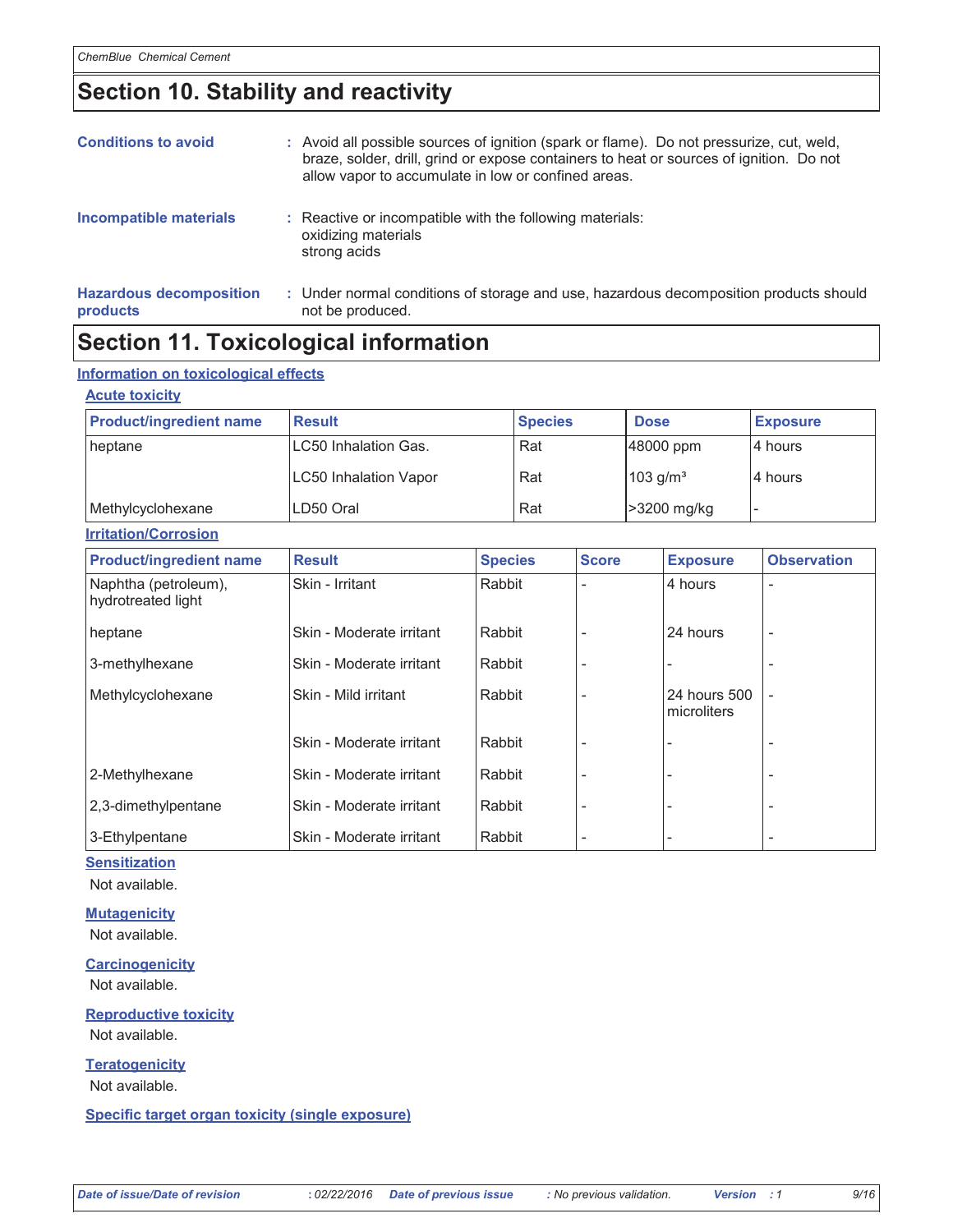## Section 10. Stability and reactivity

**Conditions to avoid** : Avoid all possible sources of ignition (spark or flame). Do not pressurize, cut, weld, braze, solder, drill, grind or expose containers to heat or sources of ignition. Do not allow vapor to accumulate in low or confined areas.

**Incompatible materials** : Reactive or incompatible with the following materials:
oxidizing materials
strong acids

**Hazardous decomposition products** : Under normal conditions of storage and use, hazardous decomposition products should not be produced.

## Section 11. Toxicological information

### Information on toxicological effects

#### Acute toxicity

| Product/ingredient name | Result | Species | Dose | Exposure |
|---|---|---|---|---|
| heptane | LC50 Inhalation Gas. | Rat | 48000 ppm | 4 hours |
| | LC50 Inhalation Vapor | Rat | 103 g/m³ | 4 hours |
| Methylcyclohexane | LD50 Oral | Rat | >3200 mg/kg | - |

#### Irritation/Corrosion

| Product/ingredient name | Result | Species | Score | Exposure | Observation |
|---|---|---|---|---|---|
| Naphtha (petroleum), hydrotreated light | Skin - Irritant | Rabbit | - | 4 hours | - |
| heptane | Skin - Moderate irritant | Rabbit | - | 24 hours | - |
| 3-methylhexane | Skin - Moderate irritant | Rabbit | - | - | - |
| Methylcyclohexane | Skin - Mild irritant | Rabbit | - | 24 hours 500 microliters | - |
| | Skin - Moderate irritant | Rabbit | - | - | - |
| 2-Methylhexane | Skin - Moderate irritant | Rabbit | - | - | - |
| 2,3-dimethylpentane | Skin - Moderate irritant | Rabbit | - | - | - |
| 3-Ethylpentane | Skin - Moderate irritant | Rabbit | - | - | - |

#### Sensitization

Not available.

#### Mutagenicity

Not available.

#### Carcinogenicity

Not available.

#### Reproductive toxicity

Not available.

#### Teratogenicity

Not available.

#### Specific target organ toxicity (single exposure)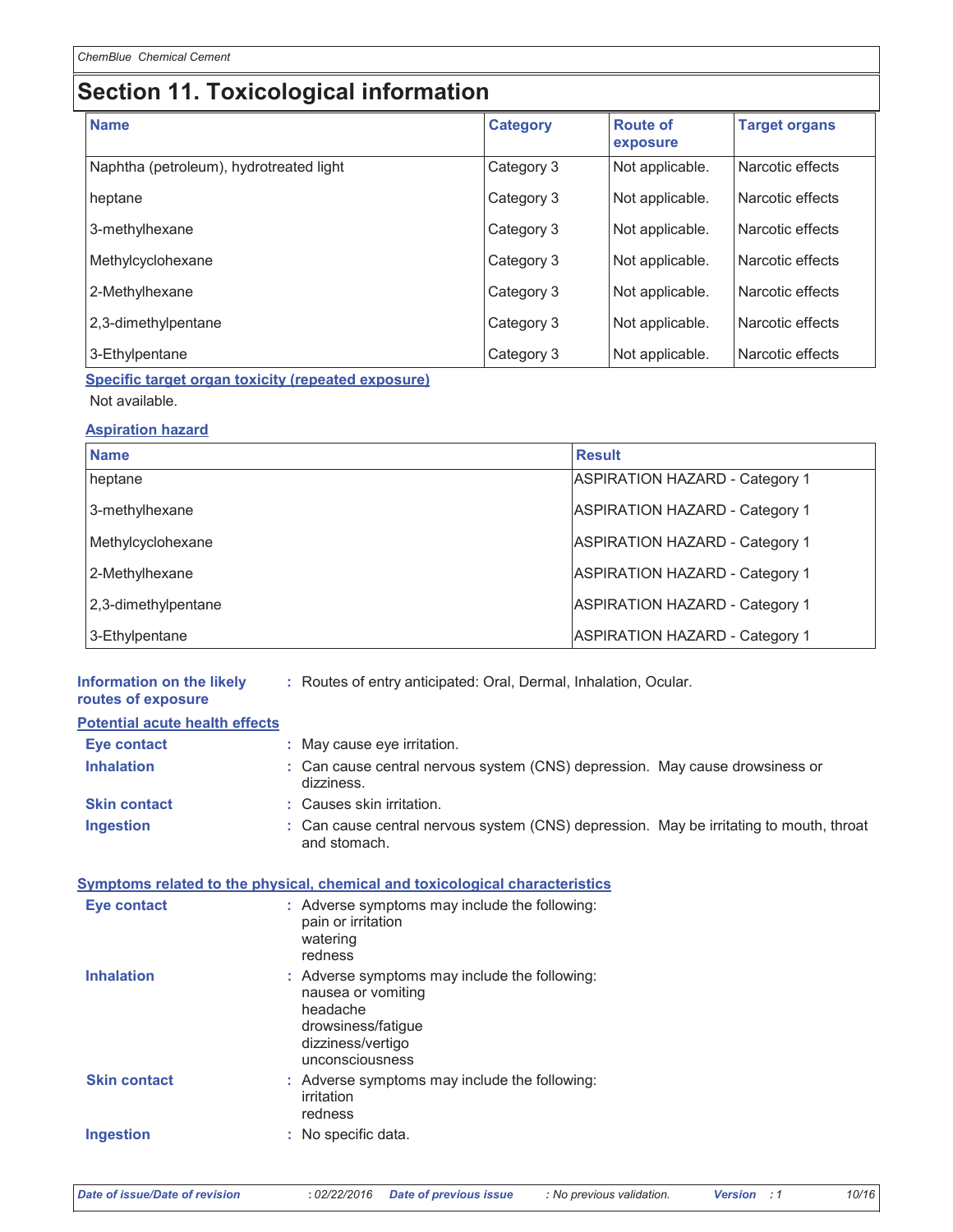## Section 11. Toxicological information

| Name | Category | Route of exposure | Target organs |
|---|---|---|---|
| Naphtha (petroleum), hydrotreated light | Category 3 | Not applicable. | Narcotic effects |
| heptane | Category 3 | Not applicable. | Narcotic effects |
| 3-methylhexane | Category 3 | Not applicable. | Narcotic effects |
| Methylcyclohexane | Category 3 | Not applicable. | Narcotic effects |
| 2-Methylhexane | Category 3 | Not applicable. | Narcotic effects |
| 2,3-dimethylpentane | Category 3 | Not applicable. | Narcotic effects |
| 3-Ethylpentane | Category 3 | Not applicable. | Narcotic effects |

**Specific target organ toxicity (repeated exposure)**

Not available.

**Aspiration hazard**

| Name | Result |
|---|---|
| heptane | ASPIRATION HAZARD - Category 1 |
| 3-methylhexane | ASPIRATION HAZARD - Category 1 |
| Methylcyclohexane | ASPIRATION HAZARD - Category 1 |
| 2-Methylhexane | ASPIRATION HAZARD - Category 1 |
| 2,3-dimethylpentane | ASPIRATION HAZARD - Category 1 |
| 3-Ethylpentane | ASPIRATION HAZARD - Category 1 |

**Information on the likely routes of exposure** : Routes of entry anticipated: Oral, Dermal, Inhalation, Ocular.

**Potential acute health effects**

**Eye contact** : May cause eye irritation.

**Inhalation** : Can cause central nervous system (CNS) depression. May cause drowsiness or dizziness.

**Skin contact** : Causes skin irritation.

**Ingestion** : Can cause central nervous system (CNS) depression. May be irritating to mouth, throat and stomach.

**Symptoms related to the physical, chemical and toxicological characteristics**

**Eye contact** : Adverse symptoms may include the following:
pain or irritation
watering
redness

**Inhalation** : Adverse symptoms may include the following:
nausea or vomiting
headache
drowsiness/fatigue
dizziness/vertigo
unconsciousness

**Skin contact** : Adverse symptoms may include the following:
irritation
redness

**Ingestion** : No specific data.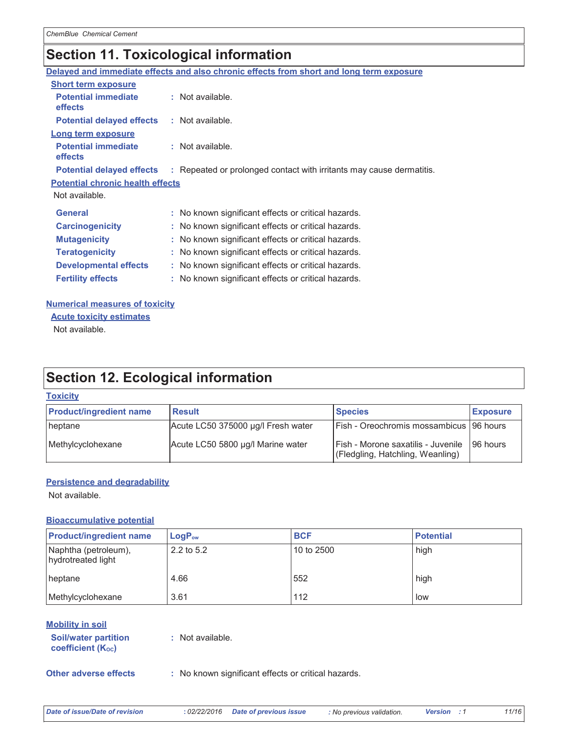## Section 11. Toxicological information

**Delayed and immediate effects and also chronic effects from short and long term exposure**

**Short term exposure**

**Potential immediate effects** : Not available.

**Potential delayed effects** : Not available.

**Long term exposure**

**Potential immediate effects** : Not available.

**Potential delayed effects** : Repeated or prolonged contact with irritants may cause dermatitis.

**Potential chronic health effects**

Not available.

**General** : No known significant effects or critical hazards.

**Carcinogenicity** : No known significant effects or critical hazards.

**Mutagenicity** : No known significant effects or critical hazards.

**Teratogenicity** : No known significant effects or critical hazards.

**Developmental effects** : No known significant effects or critical hazards.

**Fertility effects** : No known significant effects or critical hazards.

**Numerical measures of toxicity**

**Acute toxicity estimates**

Not available.

## Section 12. Ecological information

**Toxicity**

| Product/ingredient name | Result | Species | Exposure |
|---|---|---|---|
| heptane | Acute LC50 375000 µg/l Fresh water | Fish - Oreochromis mossambicus | 96 hours |
| Methylcyclohexane | Acute LC50 5800 µg/l Marine water | Fish - Morone saxatilis - Juvenile (Fledgling, Hatchling, Weanling) | 96 hours |

**Persistence and degradability**

Not available.

**Bioaccumulative potential**

| Product/ingredient name | $LogP_{ow}$ | BCF | Potential |
|---|---|---|---|
| Naphtha (petroleum), hydrotreated light | 2.2 to 5.2 | 10 to 2500 | high |
| heptane | 4.66 | 552 | high |
| Methylcyclohexane | 3.61 | 112 | low |

**Mobility in soil**

**Soil/water partition coefficient ($K_{OC}$)** : Not available.

**Other adverse effects** : No known significant effects or critical hazards.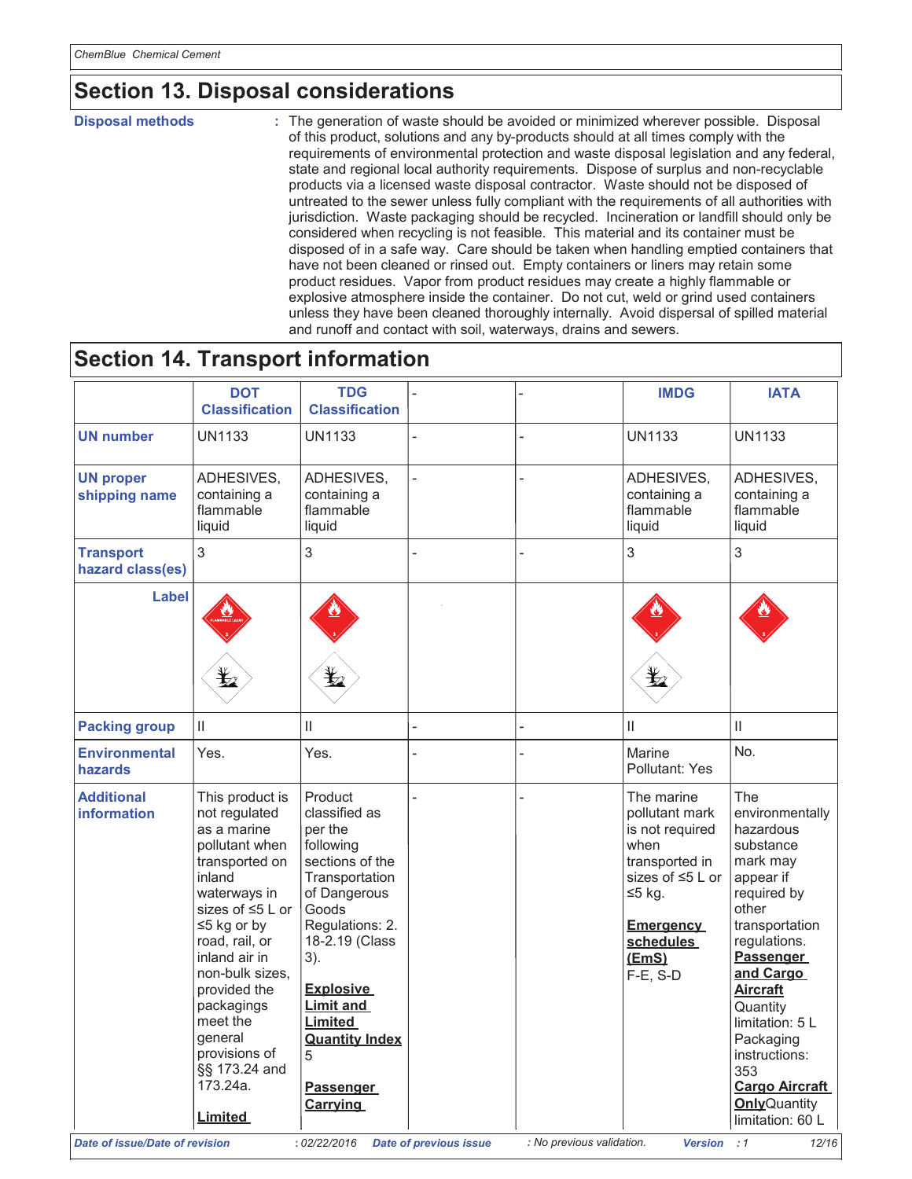## Section 13. Disposal considerations

**Disposal methods** : The generation of waste should be avoided or minimized wherever possible. Disposal of this product, solutions and any by-products should at all times comply with the requirements of environmental protection and waste disposal legislation and any federal, state and regional local authority requirements. Dispose of surplus and non-recyclable products via a licensed waste disposal contractor. Waste should not be disposed of untreated to the sewer unless fully compliant with the requirements of all authorities with jurisdiction. Waste packaging should be recycled. Incineration or landfill should only be considered when recycling is not feasible. This material and its container must be disposed of in a safe way. Care should be taken when handling emptied containers that have not been cleaned or rinsed out. Empty containers or liners may retain some product residues. Vapor from product residues may create a highly flammable or explosive atmosphere inside the container. Do not cut, weld or grind used containers unless they have been cleaned thoroughly internally. Avoid dispersal of spilled material and runoff and contact with soil, waterways, drains and sewers.

## Section 14. Transport information

| | DOT Classification | TDG Classification | - | - | IMDG | IATA |
|---|---|---|---|---|---|---|
| **UN number** | UN1133 | UN1133 | - | - | UN1133 | UN1133 |
| **UN proper shipping name** | ADHESIVES, containing a flammable liquid | ADHESIVES, containing a flammable liquid | - | - | ADHESIVES, containing a flammable liquid | ADHESIVES, containing a flammable liquid |
| **Transport hazard class(es)** | 3 | 3 | - | - | 3 | 3 |
| **Label** | | | | | | |
| **Packing group** | II | II | - | - | II | II |
| **Environmental hazards** | Yes. | Yes. | - | - | Marine Pollutant: Yes | No. |
| **Additional information** | This product is not regulated as a marine pollutant when transported on inland waterways in sizes of ≤5 L or ≤5 kg or by road, rail, or inland air in non-bulk sizes, provided the packagings meet the general provisions of §§ 173.24 and 173.24a. **Limited** | Product classified as per the following sections of the Transportation of Dangerous Goods Regulations: 2. 18-2.19 (Class 3). **Explosive Limit and Limited Quantity Index** 5 **Passenger Carrying** | - | - | The marine pollutant mark is not required when transported in sizes of ≤5 L or ≤5 kg. **Emergency schedules (EmS)** F-E, S-D | The environmentally hazardous substance mark may appear if required by other transportation regulations. **Passenger and Cargo Aircraft** Quantity limitation: 5 L Packaging instructions: 353 **Cargo Aircraft Only** Quantity limitation: 60 L |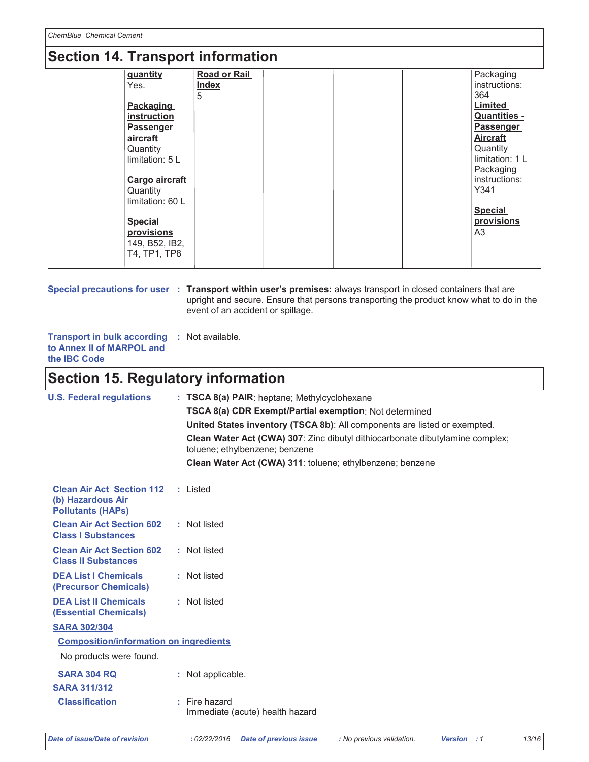## Section 14. Transport information

| | | | | | | |
|---|---|---|---|---|---|---|
| | **quantity** Yes.<br><br>**Packaging instruction Passenger aircraft** Quantity limitation: 5 L<br><br>**Cargo aircraft** Quantity limitation: 60 L<br><br>**Special provisions** 149, B52, IB2, T4, TP1, TP8 | **Road or Rail Index** 5 | | | | Packaging instructions: 364<br>**Limited Quantities - Passenger Aircraft** Quantity limitation: 1 L Packaging instructions: Y341<br><br>**Special provisions** A3 |

**Special precautions for user** : **Transport within user's premises:** always transport in closed containers that are upright and secure. Ensure that persons transporting the product know what to do in the event of an accident or spillage.

**Transport in bulk according to Annex II of MARPOL and the IBC Code** : Not available.

## Section 15. Regulatory information

**U.S. Federal regulations** : **TSCA 8(a) PAIR**: heptane; Methylcyclohexane

**TSCA 8(a) CDR Exempt/Partial exemption**: Not determined

**United States inventory (TSCA 8b)**: All components are listed or exempted.

**Clean Water Act (CWA) 307**: Zinc dibutyl dithiocarbonate dibutylamine complex; toluene; ethylbenzene; benzene

**Clean Water Act (CWA) 311**: toluene; ethylbenzene; benzene

**Clean Air Act Section 112 (b) Hazardous Air Pollutants (HAPs)** : Listed

**Clean Air Act Section 602 Class I Substances** : Not listed

**Clean Air Act Section 602 Class II Substances** : Not listed

**DEA List I Chemicals (Precursor Chemicals)** : Not listed

**DEA List II Chemicals (Essential Chemicals)** : Not listed

**SARA 302/304**

**Composition/information on ingredients**

No products were found.

**SARA 304 RQ** : Not applicable.

**SARA 311/312**

**Classification** : Fire hazard
Immediate (acute) health hazard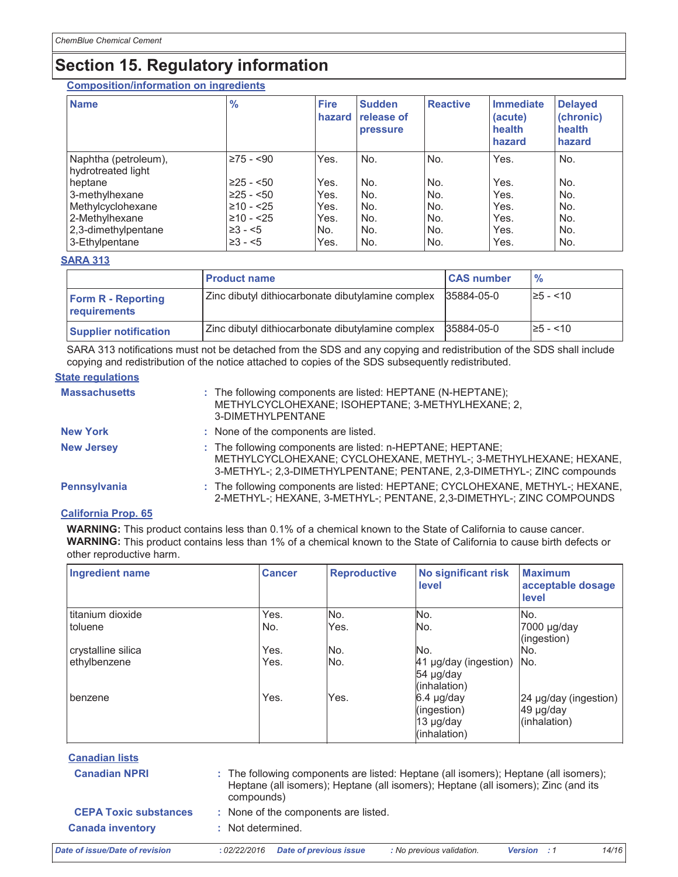# Section 15. Regulatory information

**Composition/information on ingredients**

| Name | % | Fire hazard | Sudden release of pressure | Reactive | Immediate (acute) health hazard | Delayed (chronic) health hazard |
|---|---|---|---|---|---|---|
| Naphtha (petroleum), hydrotreated light | ≥75 - <90 | Yes. | No. | No. | Yes. | No. |
| heptane | ≥25 - <50 | Yes. | No. | No. | Yes. | No. |
| 3-methylhexane | ≥25 - <50 | Yes. | No. | No. | Yes. | No. |
| Methylcyclohexane | ≥10 - <25 | Yes. | No. | No. | Yes. | No. |
| 2-Methylhexane | ≥10 - <25 | Yes. | No. | No. | Yes. | No. |
| 2,3-dimethylpentane | ≥3 - <5 | No. | No. | No. | Yes. | No. |
| 3-Ethylpentane | ≥3 - <5 | Yes. | No. | No. | Yes. | No. |

**SARA 313**

| | Product name | CAS number | % |
|---|---|---|---|
| **Form R - Reporting requirements** | Zinc dibutyl dithiocarbonate dibutylamine complex | 35884-05-0 | ≥5 - <10 |
| **Supplier notification** | Zinc dibutyl dithiocarbonate dibutylamine complex | 35884-05-0 | ≥5 - <10 |

SARA 313 notifications must not be detached from the SDS and any copying and redistribution of the SDS shall include copying and redistribution of the notice attached to copies of the SDS subsequently redistributed.

**State regulations**

**Massachusetts** : The following components are listed: HEPTANE (N-HEPTANE); METHYLCYCLOHEXANE; ISOHEPTANE; 3-METHYLHEXANE; 2, 3-DIMETHYLPENTANE

**New York** : None of the components are listed.

**New Jersey** : The following components are listed: n-HEPTANE; HEPTANE; METHYLCYCLOHEXANE; CYCLOHEXANE, METHYL-; 3-METHYLHEXANE; HEXANE, 3-METHYL-; 2,3-DIMETHYLPENTANE; PENTANE, 2,3-DIMETHYL-; ZINC compounds

**Pennsylvania** : The following components are listed: HEPTANE; CYCLOHEXANE, METHYL-; HEXANE, 2-METHYL-; HEXANE, 3-METHYL-; PENTANE, 2,3-DIMETHYL-; ZINC COMPOUNDS

**California Prop. 65**

**WARNING:** This product contains less than 0.1% of a chemical known to the State of California to cause cancer.
**WARNING:** This product contains less than 1% of a chemical known to the State of California to cause birth defects or other reproductive harm.

| Ingredient name | Cancer | Reproductive | No significant risk level | Maximum acceptable dosage level |
|---|---|---|---|---|
| titanium dioxide | Yes. | No. | No. | No. |
| toluene | No. | Yes. | No. | 7000 µg/day (ingestion) |
| crystalline silica | Yes. | No. | No. | No. |
| ethylbenzene | Yes. | No. | 41 µg/day (ingestion) 54 µg/day (inhalation) | No. |
| benzene | Yes. | Yes. | 6.4 µg/day (ingestion) 13 µg/day (inhalation) | 24 µg/day (ingestion) 49 µg/day (inhalation) |

**Canadian lists**

**Canadian NPRI** : The following components are listed: Heptane (all isomers); Heptane (all isomers); Heptane (all isomers); Heptane (all isomers); Heptane (all isomers); Zinc (and its compounds)

**CEPA Toxic substances** : None of the components are listed.

**Canada inventory** : Not determined.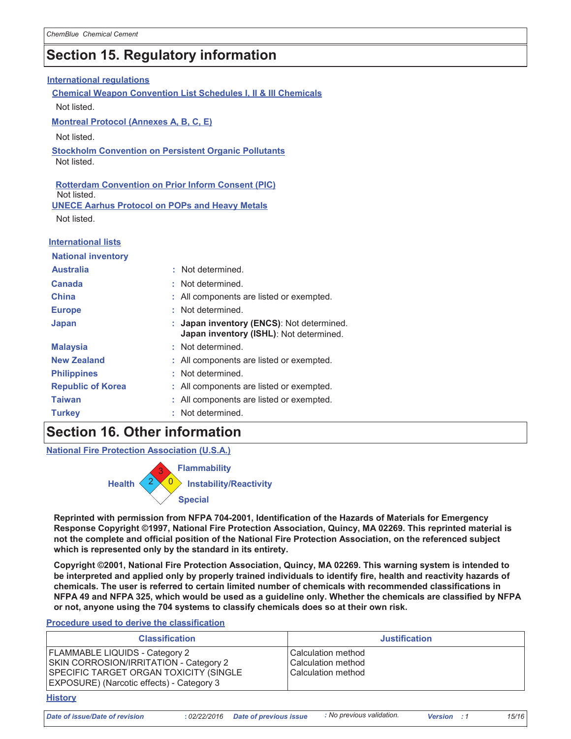## Section 15. Regulatory information

**International regulations**

**Chemical Weapon Convention List Schedules I, II & III Chemicals**

Not listed.

**Montreal Protocol (Annexes A, B, C, E)**

Not listed.

**Stockholm Convention on Persistent Organic Pollutants**

Not listed.

**Rotterdam Convention on Prior Inform Consent (PIC)**

Not listed.

**UNECE Aarhus Protocol on POPs and Heavy Metals**

Not listed.

**International lists**

**National inventory**

| | |
|---|---|
| **Australia** | : Not determined. |
| **Canada** | : Not determined. |
| **China** | : All components are listed or exempted. |
| **Europe** | : Not determined. |
| **Japan** | : **Japan inventory (ENCS)**: Not determined. **Japan inventory (ISHL)**: Not determined. |
| **Malaysia** | : Not determined. |
| **New Zealand** | : All components are listed or exempted. |
| **Philippines** | : Not determined. |
| **Republic of Korea** | : All components are listed or exempted. |
| **Taiwan** | : All components are listed or exempted. |
| **Turkey** | : Not determined. |

## Section 16. Other information

**National Fire Protection Association (U.S.A.)**

Health: 2
Flammability: 3
Instability/Reactivity: 0
Special:

**Reprinted with permission from NFPA 704-2001, Identification of the Hazards of Materials for Emergency Response Copyright ©1997, National Fire Protection Association, Quincy, MA 02269. This reprinted material is not the complete and official position of the National Fire Protection Association, on the referenced subject which is represented only by the standard in its entirety.**

**Copyright ©2001, National Fire Protection Association, Quincy, MA 02269. This warning system is intended to be interpreted and applied only by properly trained individuals to identify fire, health and reactivity hazards of chemicals. The user is referred to certain limited number of chemicals with recommended classifications in NFPA 49 and NFPA 325, which would be used as a guideline only. Whether the chemicals are classified by NFPA or not, anyone using the 704 systems to classify chemicals does so at their own risk.**

**Procedure used to derive the classification**

| Classification | Justification |
|---|---|
| FLAMMABLE LIQUIDS - Category 2 | Calculation method |
| SKIN CORROSION/IRRITATION - Category 2 | Calculation method |
| SPECIFIC TARGET ORGAN TOXICITY (SINGLE EXPOSURE) (Narcotic effects) - Category 3 | Calculation method |

**History**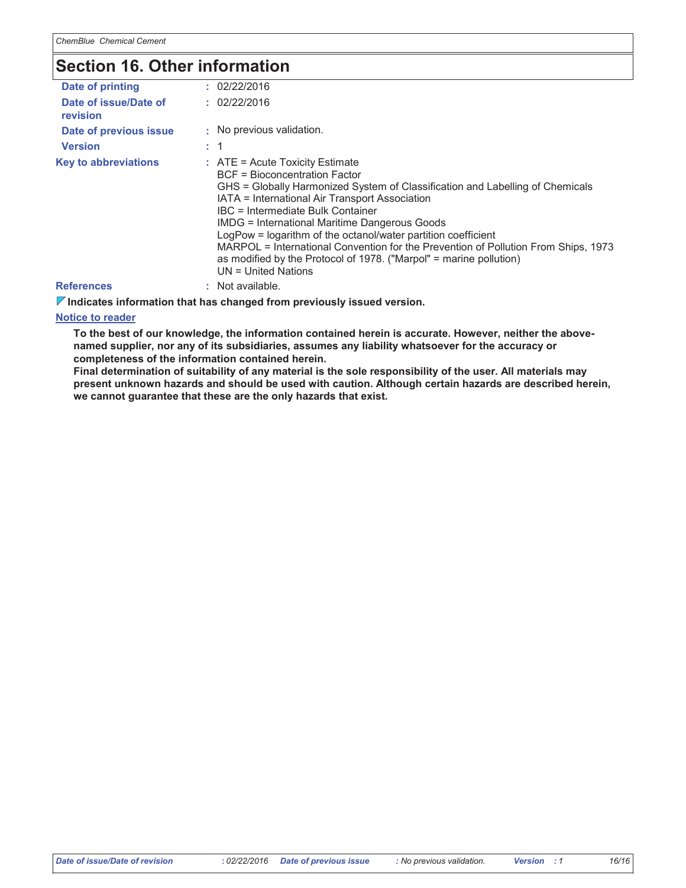## Section 16. Other information

| | | |
|---|---|---|
| **Date of printing** | : | 02/22/2016 |
| **Date of issue/Date of revision** | : | 02/22/2016 |
| **Date of previous issue** | : | No previous validation. |
| **Version** | : | 1 |
| **Key to abbreviations** | : | ATE = Acute Toxicity Estimate<br>BCF = Bioconcentration Factor<br>GHS = Globally Harmonized System of Classification and Labelling of Chemicals<br>IATA = International Air Transport Association<br>IBC = Intermediate Bulk Container<br>IMDG = International Maritime Dangerous Goods<br>LogPow = logarithm of the octanol/water partition coefficient<br>MARPOL = International Convention for the Prevention of Pollution From Ships, 1973 as modified by the Protocol of 1978. ("Marpol" = marine pollution)<br>UN = United Nations |
| **References** | : | Not available. |

**Indicates information that has changed from previously issued version.**

**Notice to reader**

**To the best of our knowledge, the information contained herein is accurate. However, neither the above-named supplier, nor any of its subsidiaries, assumes any liability whatsoever for the accuracy or completeness of the information contained herein.**

**Final determination of suitability of any material is the sole responsibility of the user. All materials may present unknown hazards and should be used with caution. Although certain hazards are described herein, we cannot guarantee that these are the only hazards that exist.**